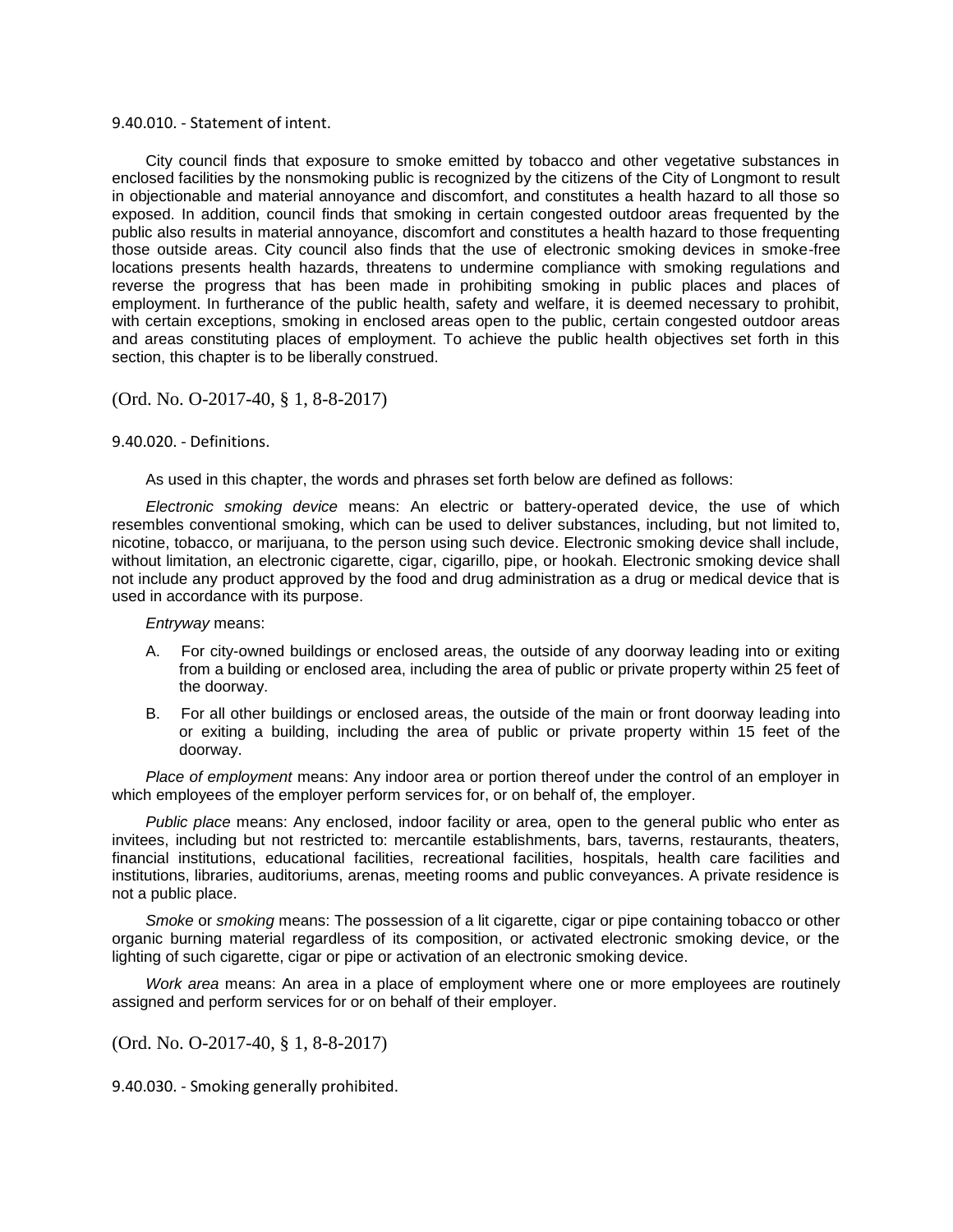### 9.40.010. - Statement of intent.

City council finds that exposure to smoke emitted by tobacco and other vegetative substances in enclosed facilities by the nonsmoking public is recognized by the citizens of the City of Longmont to result in objectionable and material annoyance and discomfort, and constitutes a health hazard to all those so exposed. In addition, council finds that smoking in certain congested outdoor areas frequented by the public also results in material annoyance, discomfort and constitutes a health hazard to those frequenting those outside areas. City council also finds that the use of electronic smoking devices in smoke-free locations presents health hazards, threatens to undermine compliance with smoking regulations and reverse the progress that has been made in prohibiting smoking in public places and places of employment. In furtherance of the public health, safety and welfare, it is deemed necessary to prohibit, with certain exceptions, smoking in enclosed areas open to the public, certain congested outdoor areas and areas constituting places of employment. To achieve the public health objectives set forth in this section, this chapter is to be liberally construed.

(Ord. No. O-2017-40, § 1, 8-8-2017)

### 9.40.020. - Definitions.

As used in this chapter, the words and phrases set forth below are defined as follows:

*Electronic smoking device* means: An electric or battery-operated device, the use of which resembles conventional smoking, which can be used to deliver substances, including, but not limited to, nicotine, tobacco, or marijuana, to the person using such device. Electronic smoking device shall include, without limitation, an electronic cigarette, cigar, cigarillo, pipe, or hookah. Electronic smoking device shall not include any product approved by the food and drug administration as a drug or medical device that is used in accordance with its purpose.

*Entryway* means:

A. For city-owned buildings or enclosed areas, the outside of any doorway leading into or exiting from a building or enclosed area, including the area of public or private property within 25 feet of the doorway.

B. For all other buildings or enclosed areas, the outside of the main or front doorway leading into or exiting a building, including the area of public or private property within 15 feet of the doorway.

*Place of employment* means: Any indoor area or portion thereof under the control of an employer in which employees of the employer perform services for, or on behalf of, the employer.

*Public place* means: Any enclosed, indoor facility or area, open to the general public who enter as invitees, including but not restricted to: mercantile establishments, bars, taverns, restaurants, theaters, financial institutions, educational facilities, recreational facilities, hospitals, health care facilities and institutions, libraries, auditoriums, arenas, meeting rooms and public conveyances. A private residence is not a public place.

*Smoke* or *smoking* means: The possession of a lit cigarette, cigar or pipe containing tobacco or other organic burning material regardless of its composition, or activated electronic smoking device, or the lighting of such cigarette, cigar or pipe or activation of an electronic smoking device.

*Work area* means: An area in a place of employment where one or more employees are routinely assigned and perform services for or on behalf of their employer.

(Ord. No. O-2017-40, § 1, 8-8-2017)

### 9.40.030. - Smoking generally prohibited.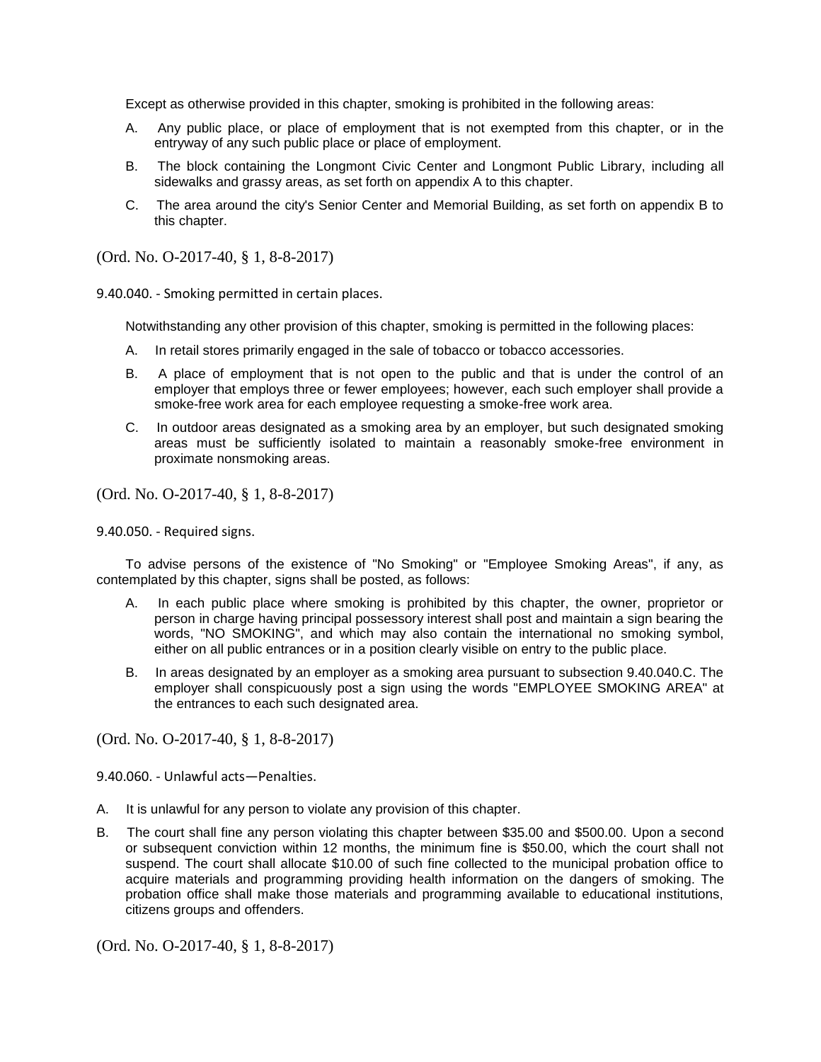Except as otherwise provided in this chapter, smoking is prohibited in the following areas:

A. Any public place, or place of employment that is not exempted from this chapter, or in the entryway of any such public place or place of employment.

B. The block containing the Longmont Civic Center and Longmont Public Library, including all sidewalks and grassy areas, as set forth on appendix A to this chapter.

C. The area around the city's Senior Center and Memorial Building, as set forth on appendix B to this chapter.

(Ord. No. O-2017-40, § 1, 8-8-2017)

9.40.040. - Smoking permitted in certain places.

Notwithstanding any other provision of this chapter, smoking is permitted in the following places:

A. In retail stores primarily engaged in the sale of tobacco or tobacco accessories.

B. A place of employment that is not open to the public and that is under the control of an employer that employs three or fewer employees; however, each such employer shall provide a smoke-free work area for each employee requesting a smoke-free work area.

C. In outdoor areas designated as a smoking area by an employer, but such designated smoking areas must be sufficiently isolated to maintain a reasonably smoke-free environment in proximate nonsmoking areas.

(Ord. No. O-2017-40, § 1, 8-8-2017)

9.40.050. - Required signs.

To advise persons of the existence of "No Smoking" or "Employee Smoking Areas", if any, as contemplated by this chapter, signs shall be posted, as follows:

A. In each public place where smoking is prohibited by this chapter, the owner, proprietor or person in charge having principal possessory interest shall post and maintain a sign bearing the words, "NO SMOKING", and which may also contain the international no smoking symbol, either on all public entrances or in a position clearly visible on entry to the public place.

B. In areas designated by an employer as a smoking area pursuant to subsection 9.40.040.C. The employer shall conspicuously post a sign using the words "EMPLOYEE SMOKING AREA" at the entrances to each such designated area.

(Ord. No. O-2017-40, § 1, 8-8-2017)

9.40.060. - Unlawful acts—Penalties.

A. It is unlawful for any person to violate any provision of this chapter.

B. The court shall fine any person violating this chapter between $35.00 and $500.00. Upon a second or subsequent conviction within 12 months, the minimum fine is $50.00, which the court shall not suspend. The court shall allocate $10.00 of such fine collected to the municipal probation office to acquire materials and programming providing health information on the dangers of smoking. The probation office shall make those materials and programming available to educational institutions, citizens groups and offenders.

(Ord. No. O-2017-40, § 1, 8-8-2017)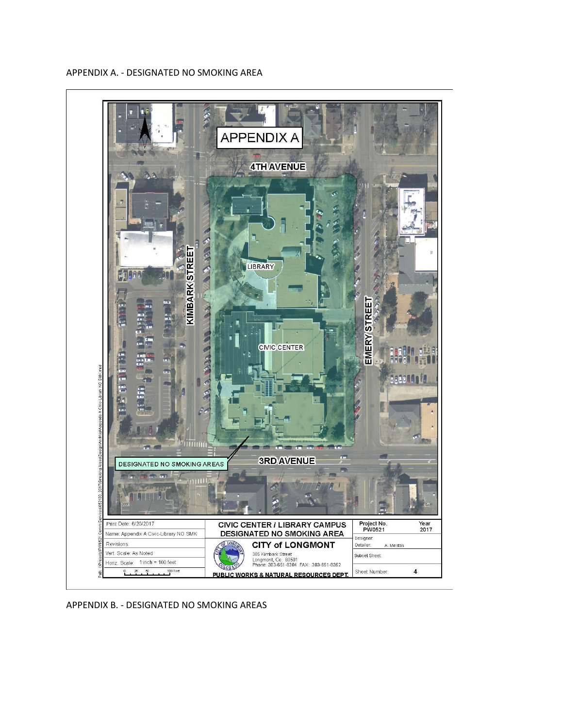APPENDIX A. - DESIGNATED NO SMOKING AREA

APPENDIX A

4TH AVENUE

KIMBARK STREET

LIBRARY

CIVIC CENTER

EMERY STREET

DESIGNATED NO SMOKING AREAS

3RD AVENUE

| Print Date: 6/20/2017 | CIVIC CENTER / LIBRARY CAMPUS DESIGNATED NO SMOKING AREA | Project No. PW0521 | Year 2017 |
| --- | --- | --- | --- |
| Name: Appendix A Civic-Library NO SMK | CITY of LONGMONT | Designer: | |
| Revisions: | 385 Kimbark Street Longmont, Co. 80501 Phone: 303-651-8304 FAX: 303-651-8352 | Detailer: A. Mestas | |
| Vert. Scale: As Noted | | Subset Sheet: | |
| Horiz. Scale: 1 inch = 100 feet | PUBLIC WORKS & NATURAL RESOURCES DEPT. | Sheet Number: | 4 |

APPENDIX B. - DESIGNATED NO SMOKING AREAS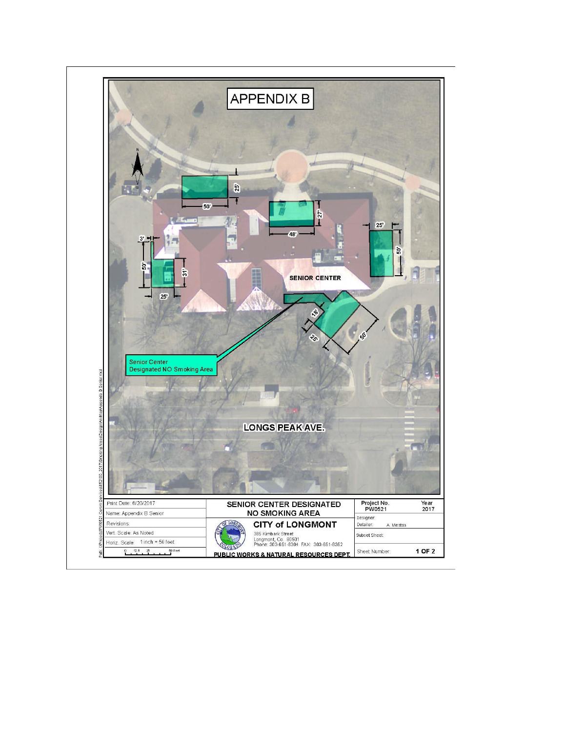# APPENDIX B

Senior Center Designated NO Smoking Area

SENIOR CENTER

LONGS PEAK AVE.

50' 25' 48' 27' 25' 50' 3' 50' 31' 25' 18' 25' 50'

| Print Date: 6/20/2017 | SENIOR CENTER DESIGNATED NO SMOKING AREA | Project No. PW0521 | Year 2017 |
|---|---|---|---|
| Name: Appendix B Senior | CITY of LONGMONT | Designer: | |
| Revisions: | 385 Kimbark Street | Detailer: A. Mestas | |
| Vert. Scale: As Noted | Longmont, Co. 80501 | Subset Sheet: | |
| Horiz. Scale: 1 inch = 50 feet | Phone: 303-651-8304 FAX: 303-651-8352 | | |
| 0 12.5 25 50 Feet | PUBLIC WORKS & NATURAL RESOURCES DEPT. | Sheet Number: | 1 OF 2 |

Path: I:\Projects\PW0521 Comm Services\052100_2017\Smoking Areas\Design\ArcMap\Appendix B Senior.mxd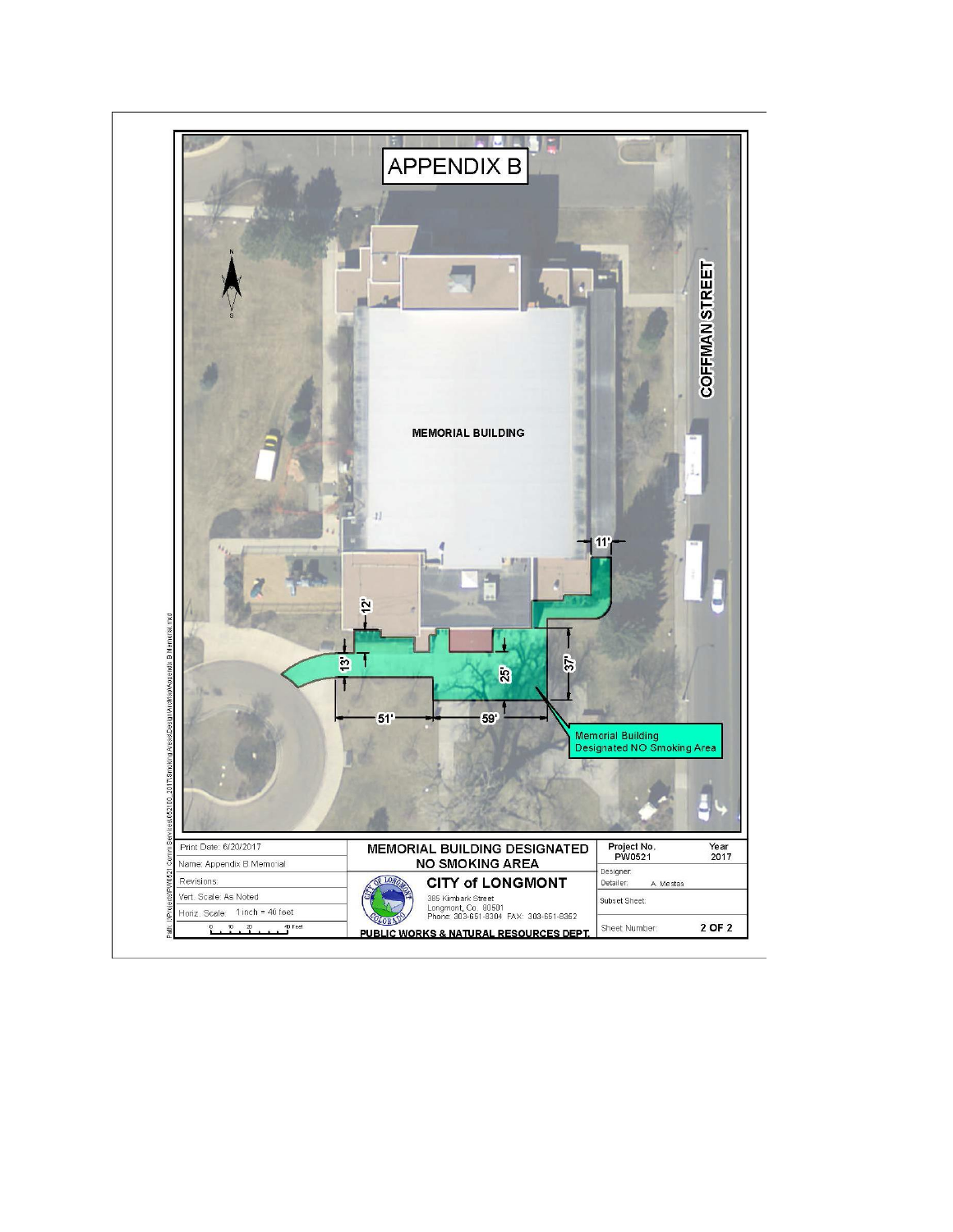# APPENDIX B

COFFMAN STREET

MEMORIAL BUILDING

11'

12'

13'

25'

37'

51'

59'

Memorial Building Designated NO Smoking Area

| | | | |
|---|---|---|---|
| Print Date: 6/20/2017 | MEMORIAL BUILDING DESIGNATED NO SMOKING AREA | Project No. PW0521 | Year 2017 |
| Name: Appendix B Memorial | | Designer: | |
| Revisions: | CITY of LONGMONT | Detailer: A. Mestas | |
| Vert. Scale: As Noted | 385 Kimbark Street Longmont, Co. 80501 Phone: 303-651-8304 FAX: 303-651-8352 | Subset Sheet: | |
| Horiz. Scale: 1 inch = 40 feet | | | |
| 0 10 20 40 Feet | PUBLIC WORKS & NATURAL RESOURCES DEPT. | Sheet Number: | 2 OF 2 |

Path: I:\Projects\PW0521 Comm Services\652100_2017\Smoking Areas\DesignArcMap\Appendix B Memorial.mxd